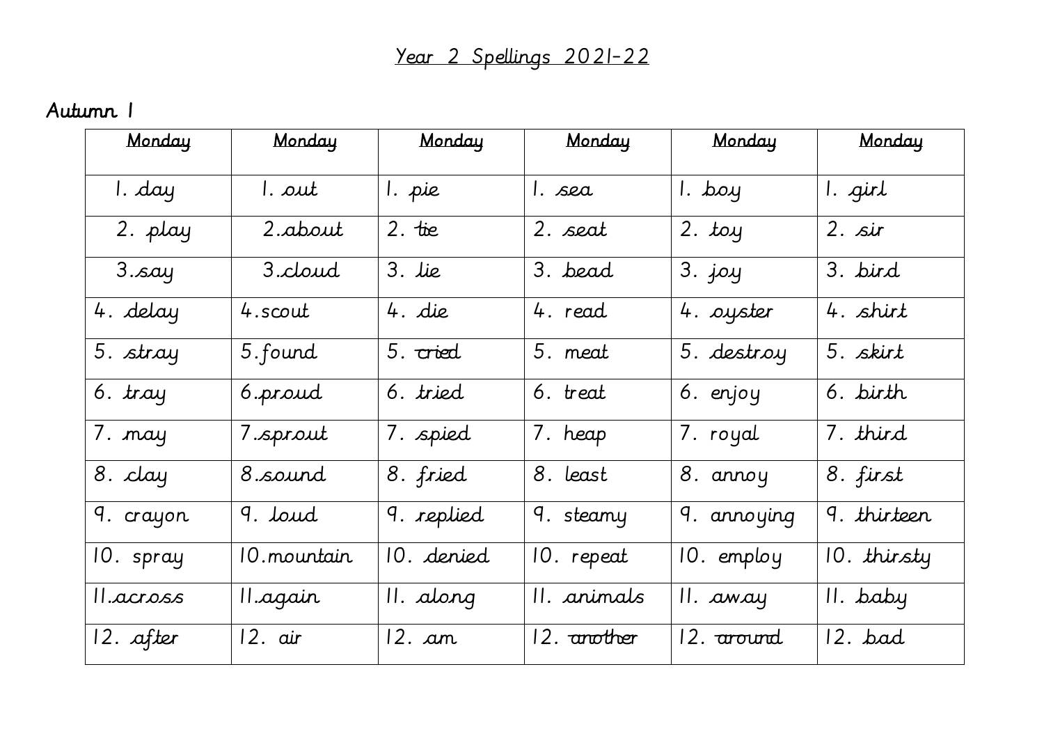# Year 2 Spellings 2021-22

## Autumn 1

| Monday | Monday | Monday | Monday | Monday | Monday |
|---|---|---|---|---|---|
| 1. day | 1. out | 1. pie | 1. sea | 1. boy | 1. girl |
| 2. play | 2.about | 2. tie | 2. seat | 2. toy | 2. sir |
| 3.say | 3.cloud | 3. lie | 3. bead | 3. joy | 3. bird |
| 4. delay | 4.scout | 4. die | 4. read | 4. oyster | 4. shirt |
| 5. stray | 5.found | 5. ~~cried~~ | 5. meat | 5. destroy | 5. skirt |
| 6. tray | 6.proud | 6. tried | 6. treat | 6. enjoy | 6. birth |
| 7. may | 7.sprout | 7. spied | 7. heap | 7. royal | 7. third |
| 8. clay | 8.sound | 8. fried | 8. least | 8. annoy | 8. first |
| 9. crayon | 9. loud | 9. replied | 9. steamy | 9. annoying | 9. thirteen |
| 10. spray | 10.mountain | 10. denied | 10. repeat | 10. employ | 10. thirsty |
| 11.across | 11.again | 11. along | 11. animals | 11. away | 11. baby |
| 12. after | 12. air | 12. am | 12. ~~another~~ | 12. ~~around~~ | 12. bad |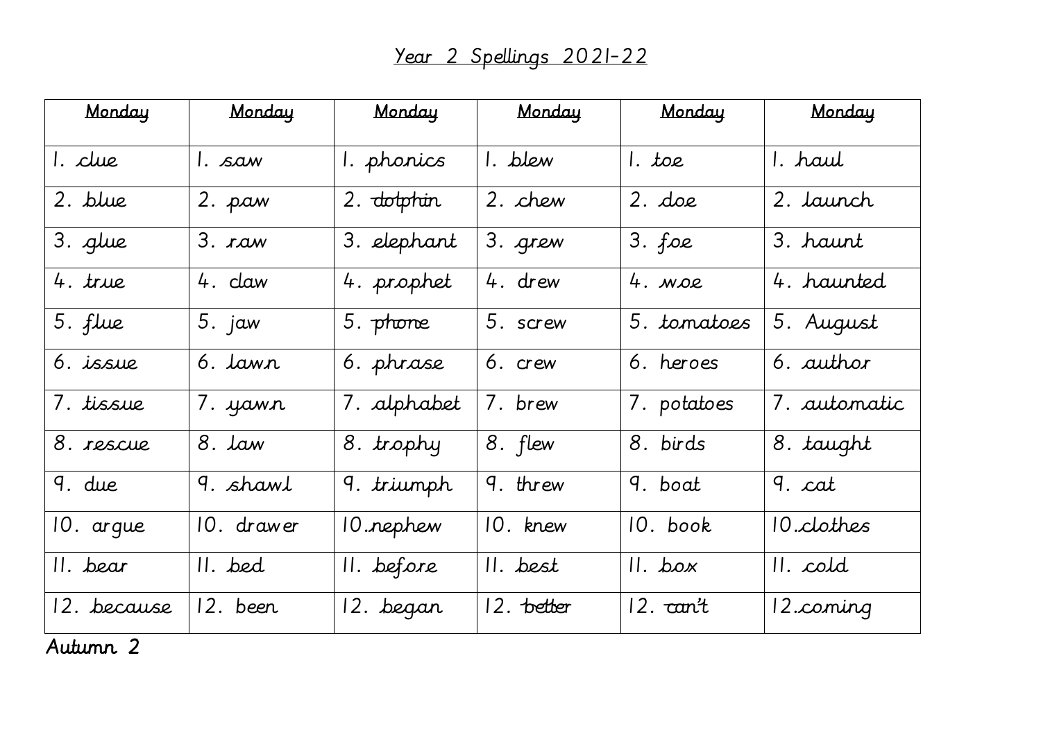# Year 2 Spellings 2021-22

| Monday | Monday | Monday | Monday | Monday | Monday |
|---|---|---|---|---|---|
| 1. clue | 1. saw | 1. phonics | 1. blew | 1. toe | 1. haul |
| 2. blue | 2. paw | 2. ~~dolphin~~ | 2. chew | 2. doe | 2. launch |
| 3. glue | 3. raw | 3. elephant | 3. grew | 3. foe | 3. haunt |
| 4. true | 4. claw | 4. prophet | 4. drew | 4. woe | 4. haunted |
| 5. flue | 5. jaw | 5. ~~phone~~ | 5. screw | 5. tomatoes | 5. August |
| 6. issue | 6. lawn | 6. phrase | 6. crew | 6. heroes | 6. author |
| 7. tissue | 7. yawn | 7. alphabet | 7. brew | 7. potatoes | 7. automatic |
| 8. rescue | 8. law | 8. trophy | 8. flew | 8. birds | 8. taught |
| 9. due | 9. shawl | 9. triumph | 9. threw | 9. boat | 9. cat |
| 10. argue | 10. drawer | 10. nephew | 10. knew | 10. book | 10. clothes |
| 11. bear | 11. bed | 11. before | 11. best | 11. box | 11. cold |
| 12. because | 12. been | 12. began | 12. ~~better~~ | 12. ~~can't~~ | 12. coming |

Autumn 2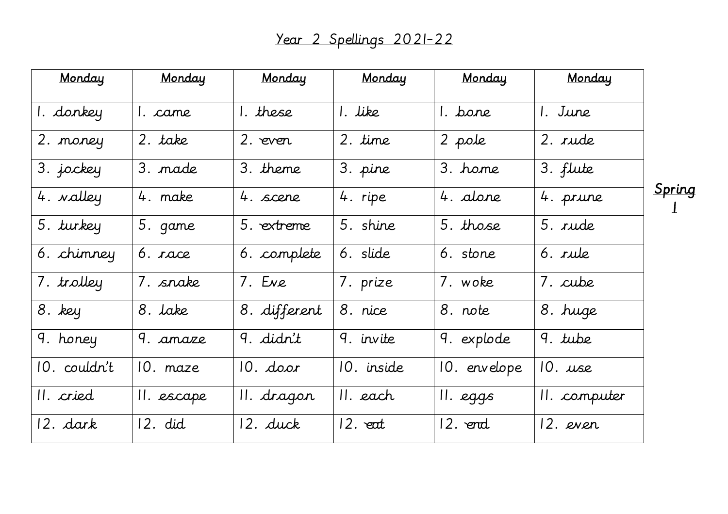# Year 2 Spellings 2021-22

| Monday | Monday | Monday | Monday | Monday | Monday |
|---|---|---|---|---|---|
| 1. donkey | 1. came | 1. these | 1. like | 1. bone | 1. June |
| 2. money | 2. take | 2. even | 2. time | 2 pole | 2. rude |
| 3. jockey | 3. made | 3. theme | 3. pine | 3. home | 3. flute |
| 4. valley | 4. make | 4. scene | 4. ripe | 4. alone | 4. prune |
| 5. turkey | 5. game | 5. extreme | 5. shine | 5. those | 5. rude |
| 6. chimney | 6. race | 6. complete | 6. slide | 6. stone | 6. rule |
| 7. trolley | 7. snake | 7. Eve | 7. prize | 7. woke | 7. cube |
| 8. key | 8. lake | 8. different | 8. nice | 8. note | 8. huge |
| 9. honey | 9. amaze | 9. didn't | 9. invite | 9. explode | 9. tube |
| 10. couldn't | 10. maze | 10. door | 10. inside | 10. envelope | 10. use |
| 11. cried | 11. escape | 11. dragon | 11. each | 11. eggs | 11. computer |
| 12. dark | 12. did | 12. duck | 12. eat | 12. end | 12. even |

Spring 1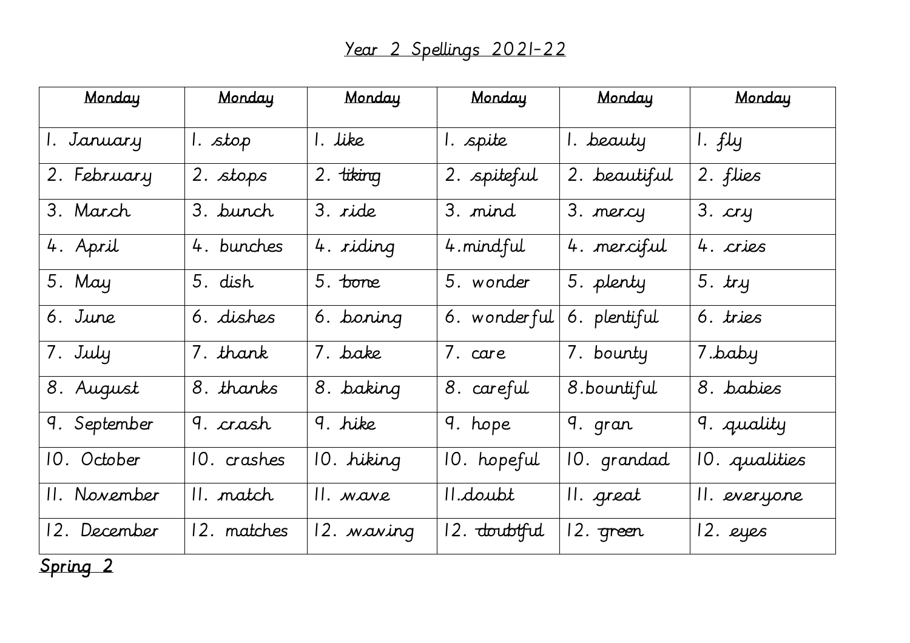# Year 2 Spellings 2021-22

| Monday | Monday | Monday | Monday | Monday | Monday |
|---|---|---|---|---|---|
| 1. January | 1. stop | 1. like | 1. spite | 1. beauty | 1. fly |
| 2. February | 2. stops | 2. ~~liking~~ | 2. spiteful | 2. beautiful | 2. flies |
| 3. March | 3. bunch | 3. ride | 3. mind | 3. mercy | 3. cry |
| 4. April | 4. bunches | 4. riding | 4.mindful | 4. merciful | 4. cries |
| 5. May | 5. dish | 5. ~~bone~~ | 5. wonder | 5. plenty | 5. try |
| 6. June | 6. dishes | 6. boning | 6. wonderful | 6. plentiful | 6. tries |
| 7. July | 7. thank | 7. bake | 7. care | 7. bounty | 7.baby |
| 8. August | 8. thanks | 8. baking | 8. careful | 8.bountiful | 8. babies |
| 9. September | 9. crash | 9. hike | 9. hope | 9. gran | 9. quality |
| 10. October | 10. crashes | 10. hiking | 10. hopeful | 10. grandad | 10. qualities |
| 11. November | 11. match | 11. wave | 11.doubt | 11. great | 11. everyone |
| 12. December | 12. matches | 12. waving | 12. ~~doubtful~~ | 12. ~~green~~ | 12. eyes |

Spring 2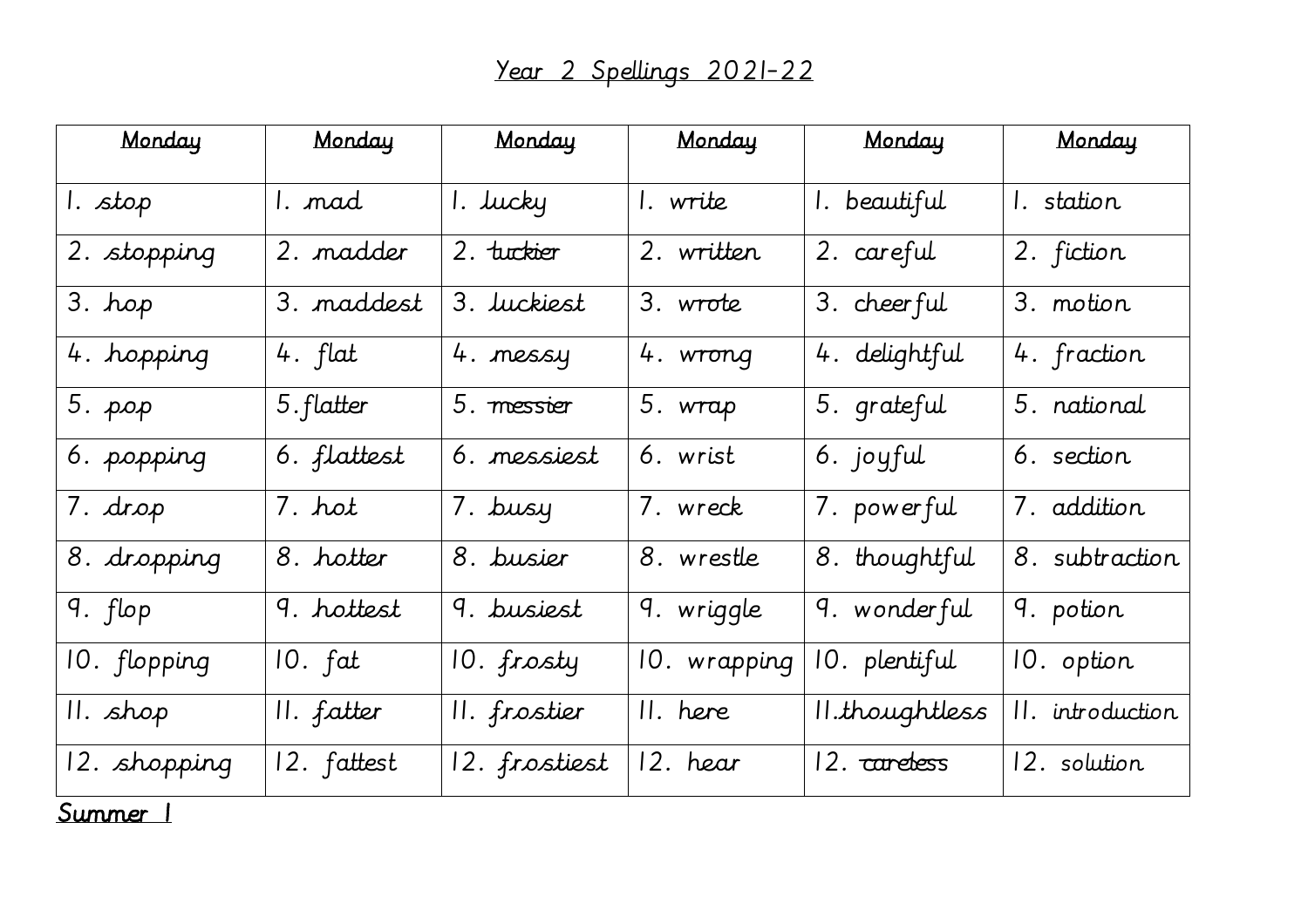# Year 2 Spellings 2021-22

| Monday | Monday | Monday | Monday | Monday | Monday |
|---|---|---|---|---|---|
| 1. stop | 1. mad | 1. lucky | 1. write | 1. beautiful | 1. station |
| 2. stopping | 2. madder | 2. luckier | 2. written | 2. careful | 2. fiction |
| 3. hop | 3. maddest | 3. luckiest | 3. wrote | 3. cheerful | 3. motion |
| 4. hopping | 4. flat | 4. messy | 4. wrong | 4. delightful | 4. fraction |
| 5. pop | 5. flatter | 5. messier | 5. wrap | 5. grateful | 5. national |
| 6. popping | 6. flattest | 6. messiest | 6. wrist | 6. joyful | 6. section |
| 7. drop | 7. hot | 7. busy | 7. wreck | 7. powerful | 7. addition |
| 8. dropping | 8. hotter | 8. busier | 8. wrestle | 8. thoughtful | 8. subtraction |
| 9. flop | 9. hottest | 9. busiest | 9. wriggle | 9. wonderful | 9. potion |
| 10. flopping | 10. fat | 10. frosty | 10. wrapping | 10. plentiful | 10. option |
| 11. shop | 11. fatter | 11. frostier | 11. here | 11. thoughtless | 11. introduction |
| 12. shopping | 12. fattest | 12. frostiest | 12. hear | 12. careless | 12. solution |

Summer 1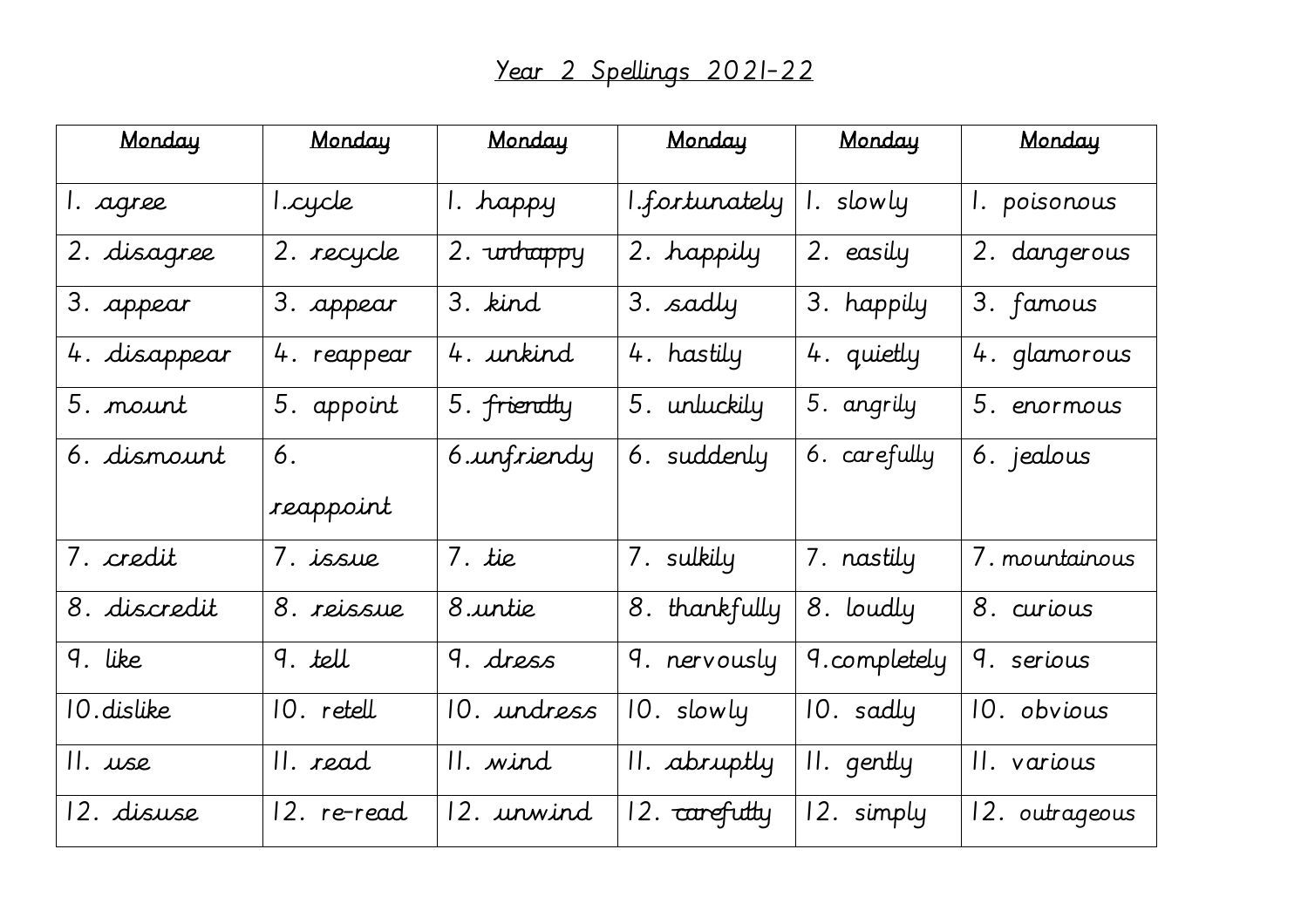# Year 2 Spellings 2021-22

| Monday | Monday | Monday | Monday | Monday | Monday |
|---|---|---|---|---|---|
| 1. agree | 1.cycle | 1. happy | 1.fortunately | 1. slowly | 1. poisonous |
| 2. disagree | 2. recycle | 2. unhappy | 2. happily | 2. easily | 2. dangerous |
| 3. appear | 3. appear | 3. kind | 3. sadly | 3. happily | 3. famous |
| 4. disappear | 4. reappear | 4. unkind | 4. hastily | 4. quietly | 4. glamorous |
| 5. mount | 5. appoint | 5. friendly | 5. unluckily | 5. angrily | 5. enormous |
| 6. dismount | 6. reappoint | 6.unfriendy | 6. suddenly | 6. carefully | 6. jealous |
| 7. credit | 7. issue | 7. tie | 7. sulkily | 7. nastily | 7. mountainous |
| 8. discredit | 8. reissue | 8.untie | 8. thankfully | 8. loudly | 8. curious |
| 9. like | 9. tell | 9. dress | 9. nervously | 9.completely | 9. serious |
| 10.dislike | 10. retell | 10. undress | 10. slowly | 10. sadly | 10. obvious |
| 11. use | 11. read | 11. wind | 11. abruptly | 11. gently | 11. various |
| 12. disuse | 12. re-read | 12. unwind | 12. carefully | 12. simply | 12. outrageous |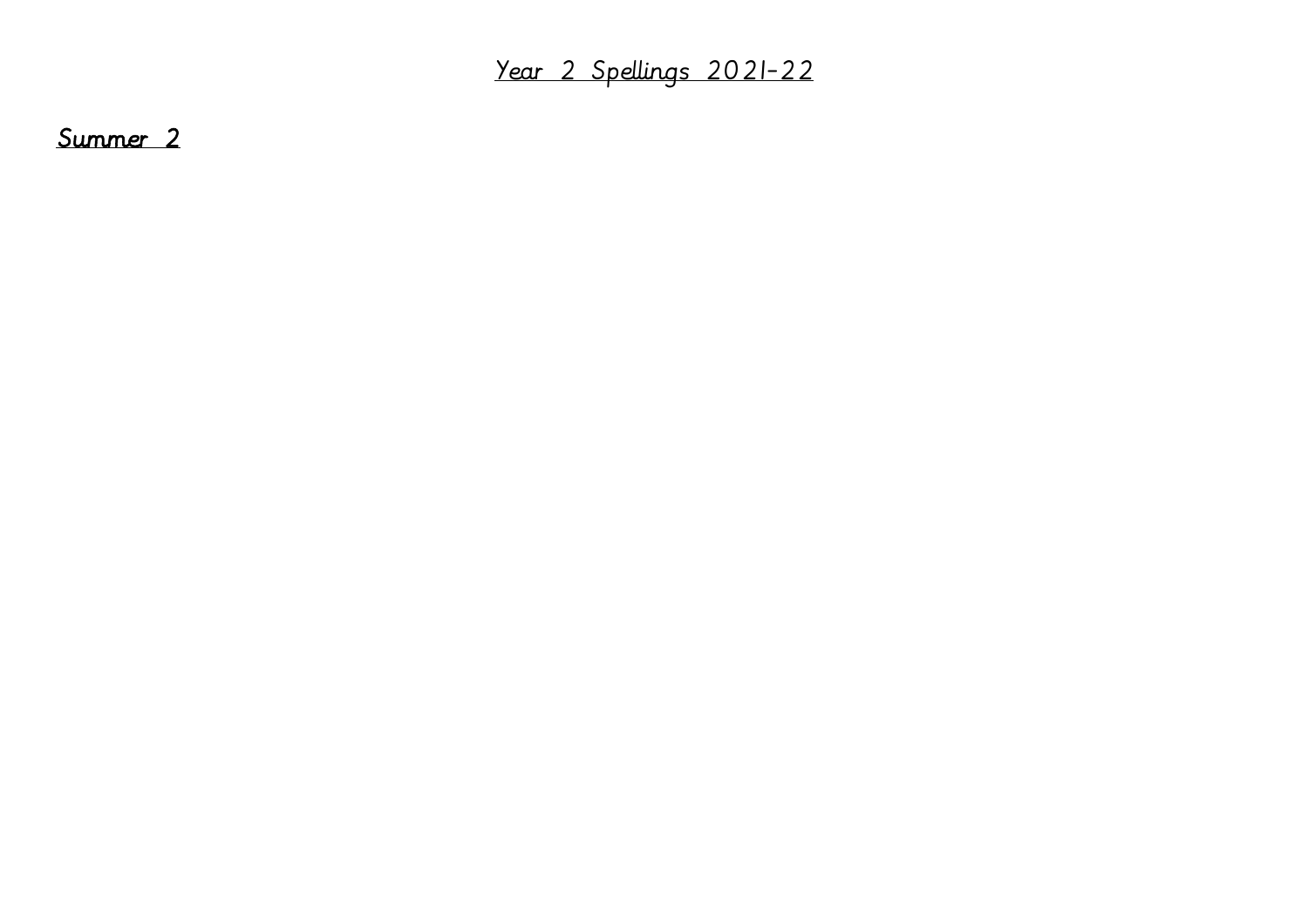# Year 2 Spellings 2021-22

## Summer 2